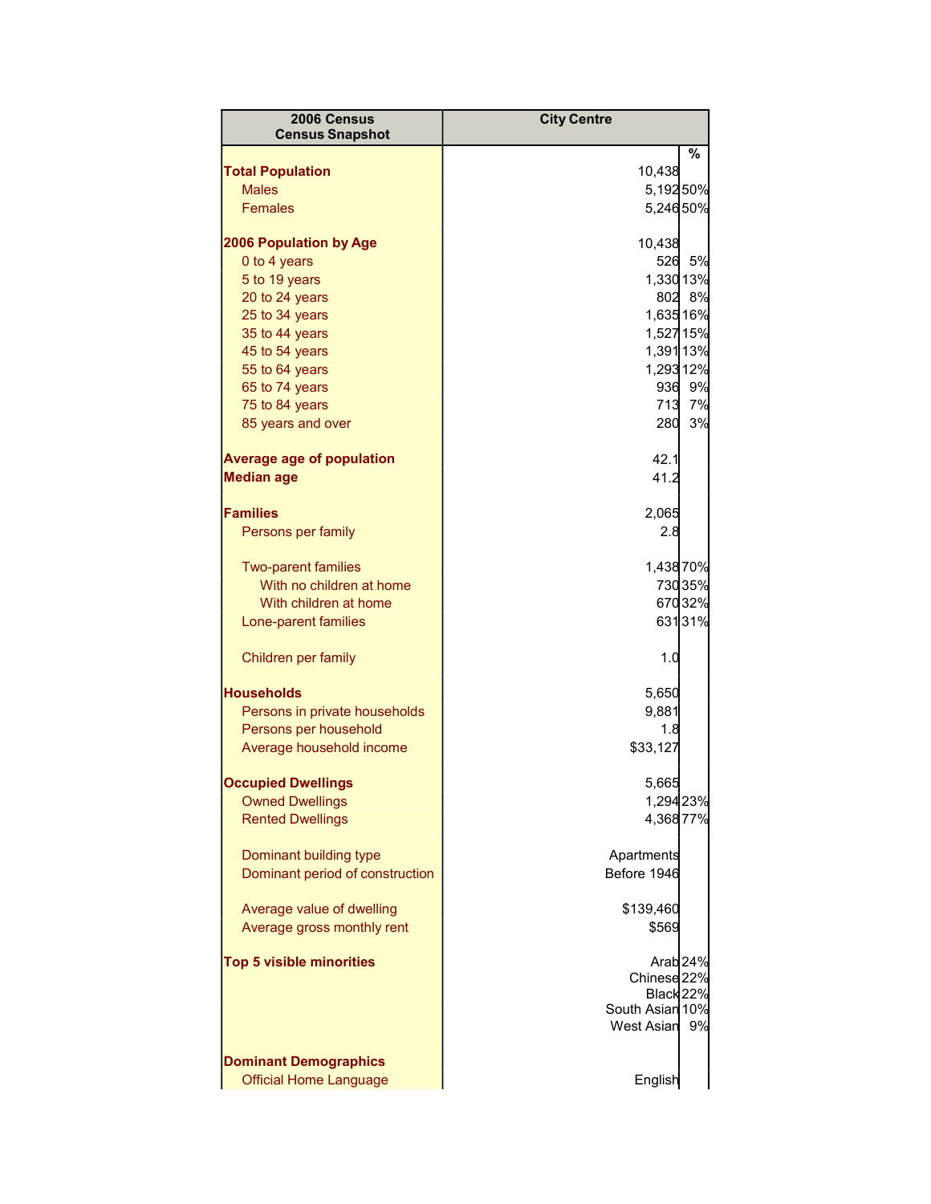| 2006 Census<br>Census Snapshot | City Centre | % |
|---|---|---|
| **Total Population** | 10,438 | |
| Males | 5,192 | 50% |
| Females | 5,246 | 50% |
| | | |
| **2006 Population by Age** | 10,438 | |
| 0 to 4 years | 526 | 5% |
| 5 to 19 years | 1,330 | 13% |
| 20 to 24 years | 802 | 8% |
| 25 to 34 years | 1,635 | 16% |
| 35 to 44 years | 1,527 | 15% |
| 45 to 54 years | 1,391 | 13% |
| 55 to 64 years | 1,293 | 12% |
| 65 to 74 years | 936 | 9% |
| 75 to 84 years | 713 | 7% |
| 85 years and over | 280 | 3% |
| | | |
| **Average age of population** | 42.1 | |
| **Median age** | 41.2 | |
| | | |
| **Families** | 2,065 | |
| Persons per family | 2.8 | |
| | | |
| Two-parent families | 1,438 | 70% |
| With no children at home | 730 | 35% |
| With children at home | 670 | 32% |
| Lone-parent families | 631 | 31% |
| | | |
| Children per family | 1.0 | |
| | | |
| **Households** | 5,650 | |
| Persons in private households | 9,881 | |
| Persons per household | 1.8 | |
| Average household income | $33,127 | |
| | | |
| **Occupied Dwellings** | 5,665 | |
| Owned Dwellings | 1,294 | 23% |
| Rented Dwellings | 4,368 | 77% |
| | | |
| Dominant building type | Apartments | |
| Dominant period of construction | Before 1946 | |
| | | |
| Average value of dwelling | $139,460 | |
| Average gross monthly rent | $569 | |
| | | |
| **Top 5 visible minorities** | Arab | 24% |
| | Chinese | 22% |
| | Black | 22% |
| | South Asian | 10% |
| | West Asian | 9% |
| | | |
| **Dominant Demographics** | | |
| Official Home Language | English | |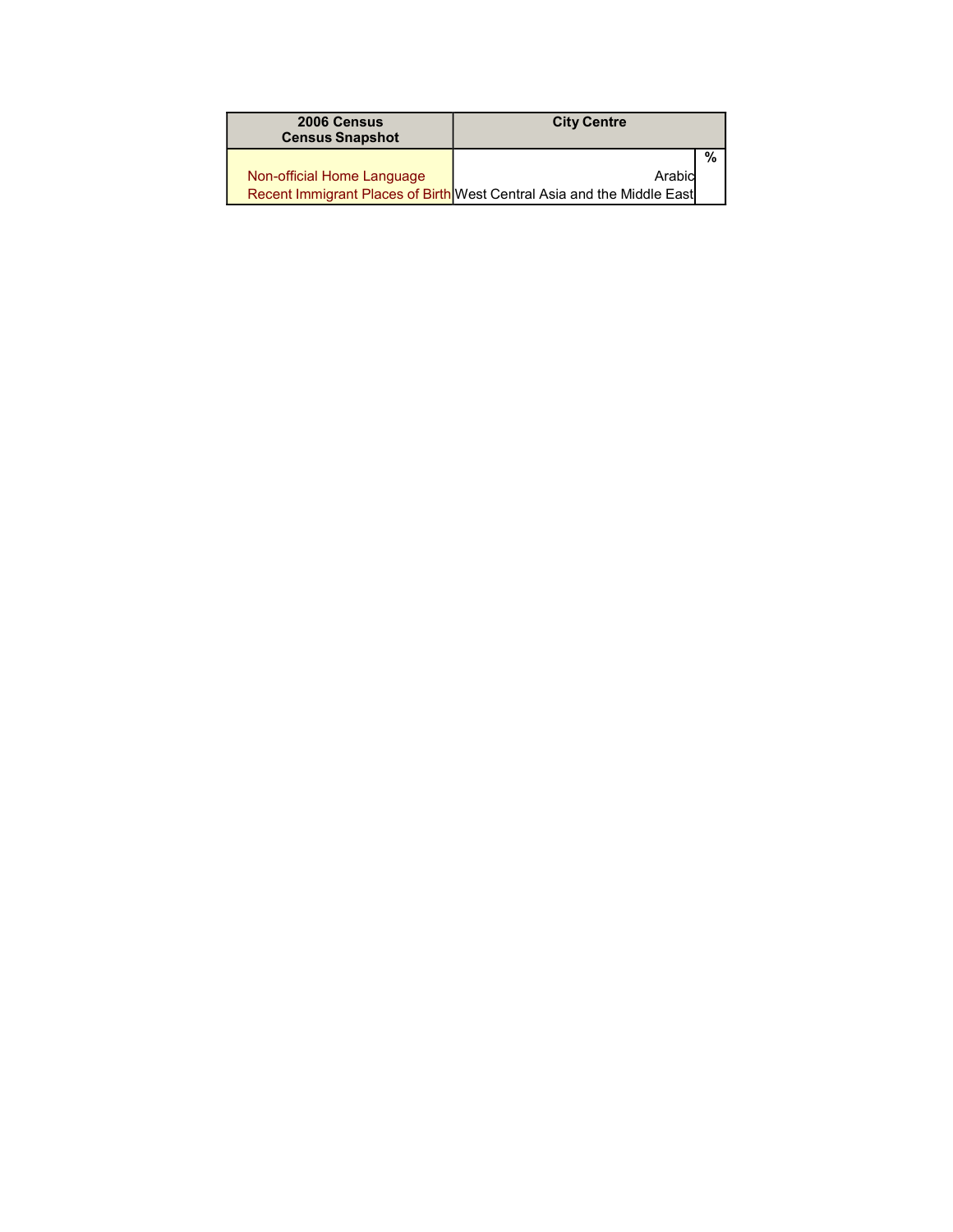| 2006 Census Census Snapshot | City Centre | |
|---|---|---|
| | | % |
| Non-official Home Language | Arabic | |
| Recent Immigrant Places of Birth | West Central Asia and the Middle East | |